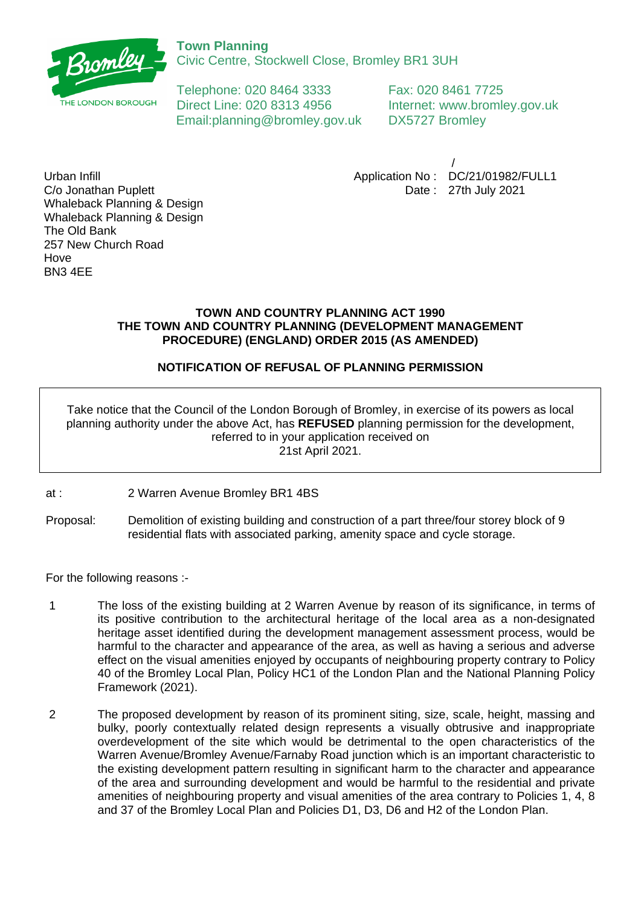**Town Planning**
Civic Centre, Stockwell Close, Bromley BR1 3UH

Telephone: 020 8464 3333
Direct Line: 020 8313 4956
Email:planning@bromley.gov.uk

Fax: 020 8461 7725
Internet: www.bromley.gov.uk
DX5727 Bromley

Urban Infill
C/o Jonathan Puplett
Whaleback Planning & Design
Whaleback Planning & Design
The Old Bank
257 New Church Road
Hove
BN3 4EE

/
Application No : DC/21/01982/FULL1
Date : 27th July 2021

**TOWN AND COUNTRY PLANNING ACT 1990**
**THE TOWN AND COUNTRY PLANNING (DEVELOPMENT MANAGEMENT PROCEDURE) (ENGLAND) ORDER 2015 (AS AMENDED)**

**NOTIFICATION OF REFUSAL OF PLANNING PERMISSION**

Take notice that the Council of the London Borough of Bromley, in exercise of its powers as local planning authority under the above Act, has **REFUSED** planning permission for the development, referred to in your application received on 21st April 2021.

at : 2 Warren Avenue Bromley BR1 4BS

Proposal: Demolition of existing building and construction of a part three/four storey block of 9 residential flats with associated parking, amenity space and cycle storage.

For the following reasons :-

1. The loss of the existing building at 2 Warren Avenue by reason of its significance, in terms of its positive contribution to the architectural heritage of the local area as a non-designated heritage asset identified during the development management assessment process, would be harmful to the character and appearance of the area, as well as having a serious and adverse effect on the visual amenities enjoyed by occupants of neighbouring property contrary to Policy 40 of the Bromley Local Plan, Policy HC1 of the London Plan and the National Planning Policy Framework (2021).

2. The proposed development by reason of its prominent siting, size, scale, height, massing and bulky, poorly contextually related design represents a visually obtrusive and inappropriate overdevelopment of the site which would be detrimental to the open characteristics of the Warren Avenue/Bromley Avenue/Farnaby Road junction which is an important characteristic to the existing development pattern resulting in significant harm to the character and appearance of the area and surrounding development and would be harmful to the residential and private amenities of neighbouring property and visual amenities of the area contrary to Policies 1, 4, 8 and 37 of the Bromley Local Plan and Policies D1, D3, D6 and H2 of the London Plan.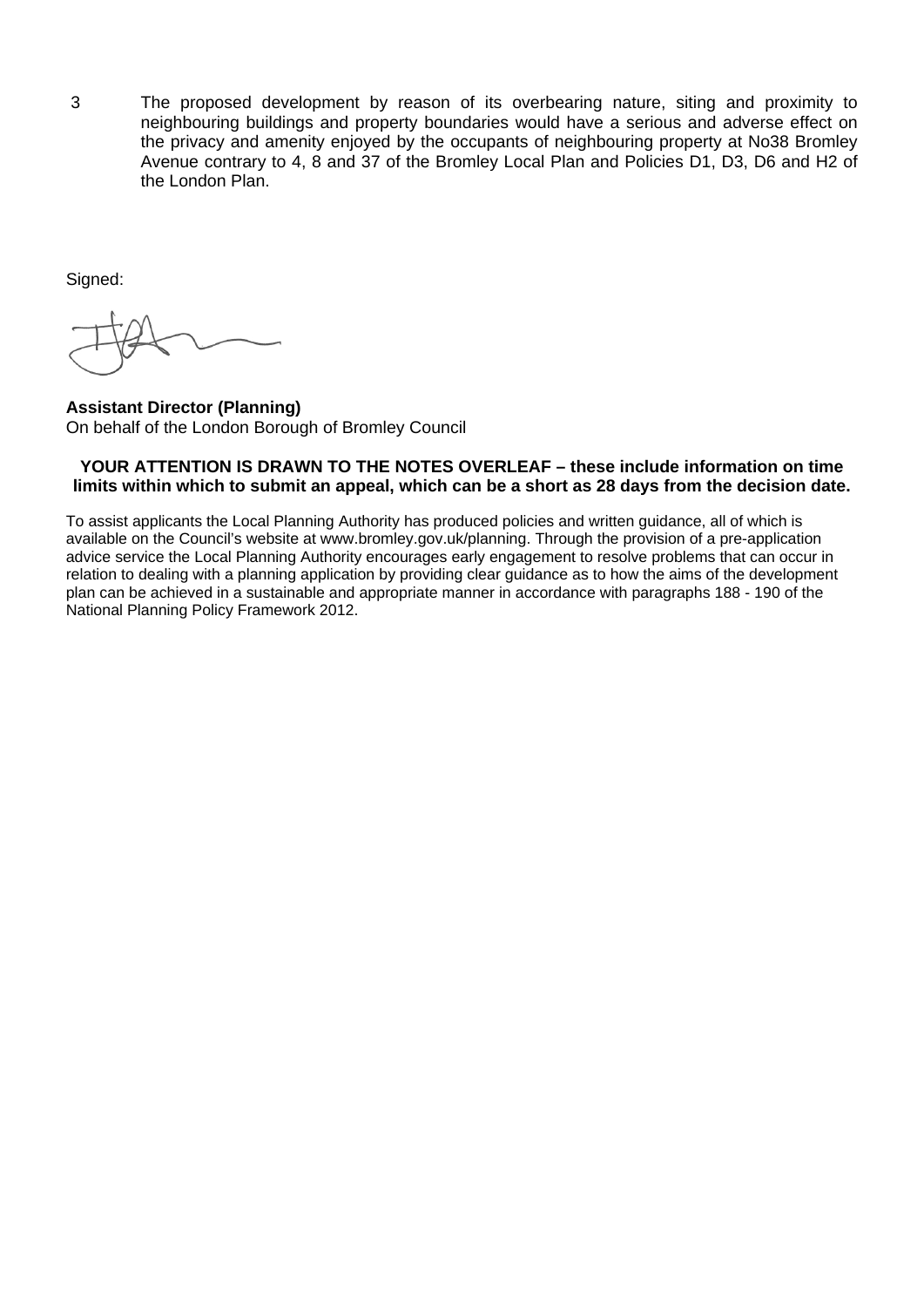3 The proposed development by reason of its overbearing nature, siting and proximity to neighbouring buildings and property boundaries would have a serious and adverse effect on the privacy and amenity enjoyed by the occupants of neighbouring property at No38 Bromley Avenue contrary to 4, 8 and 37 of the Bromley Local Plan and Policies D1, D3, D6 and H2 of the London Plan.

Signed:

**Assistant Director (Planning)**
On behalf of the London Borough of Bromley Council

**YOUR ATTENTION IS DRAWN TO THE NOTES OVERLEAF – these include information on time limits within which to submit an appeal, which can be a short as 28 days from the decision date.**

To assist applicants the Local Planning Authority has produced policies and written guidance, all of which is available on the Council's website at www.bromley.gov.uk/planning. Through the provision of a pre-application advice service the Local Planning Authority encourages early engagement to resolve problems that can occur in relation to dealing with a planning application by providing clear guidance as to how the aims of the development plan can be achieved in a sustainable and appropriate manner in accordance with paragraphs 188 - 190 of the National Planning Policy Framework 2012.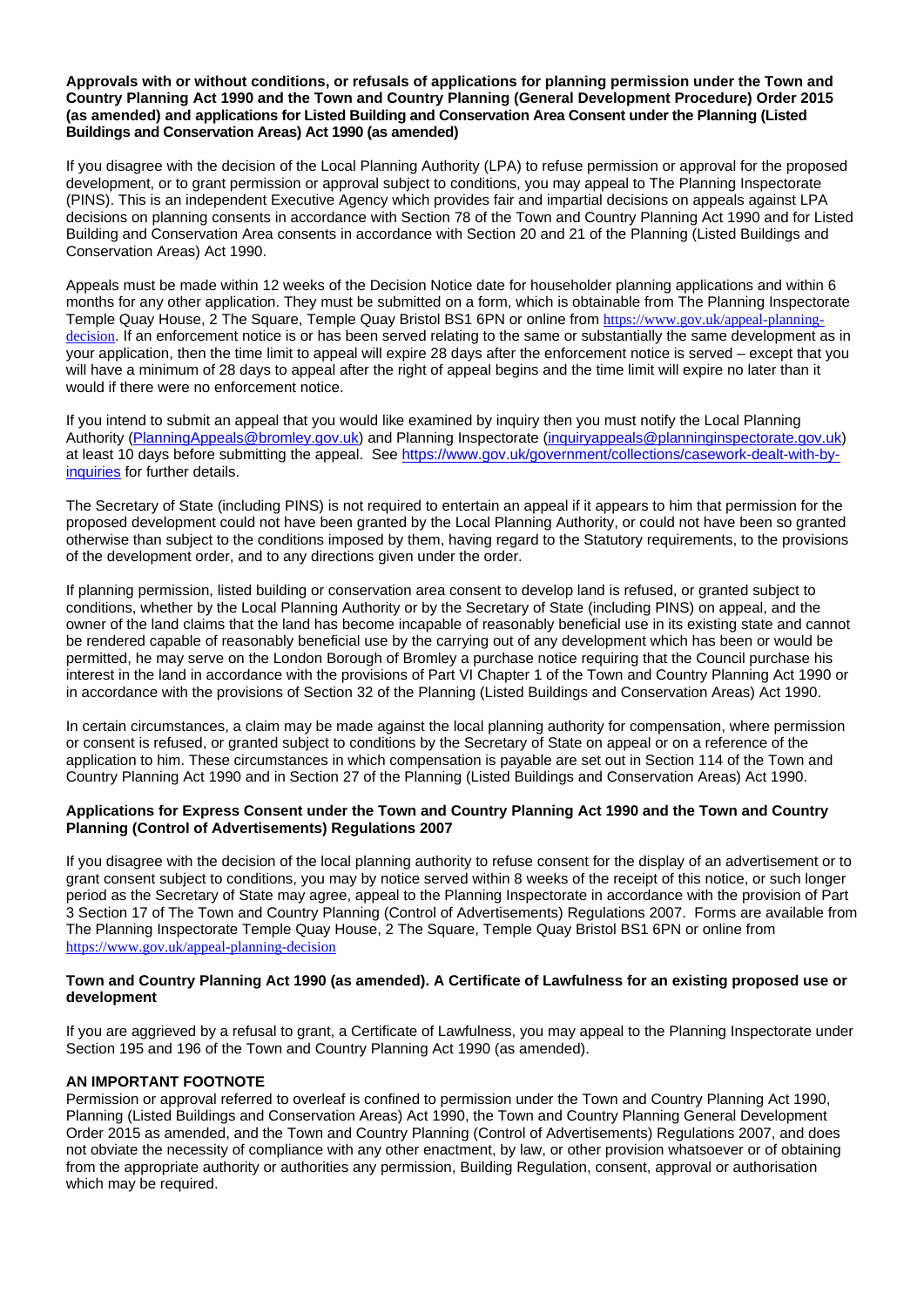**Approvals with or without conditions, or refusals of applications for planning permission under the Town and Country Planning Act 1990 and the Town and Country Planning (General Development Procedure) Order 2015 (as amended) and applications for Listed Building and Conservation Area Consent under the Planning (Listed Buildings and Conservation Areas) Act 1990 (as amended)**

If you disagree with the decision of the Local Planning Authority (LPA) to refuse permission or approval for the proposed development, or to grant permission or approval subject to conditions, you may appeal to The Planning Inspectorate (PINS). This is an independent Executive Agency which provides fair and impartial decisions on appeals against LPA decisions on planning consents in accordance with Section 78 of the Town and Country Planning Act 1990 and for Listed Building and Conservation Area consents in accordance with Section 20 and 21 of the Planning (Listed Buildings and Conservation Areas) Act 1990.

Appeals must be made within 12 weeks of the Decision Notice date for householder planning applications and within 6 months for any other application. They must be submitted on a form, which is obtainable from The Planning Inspectorate Temple Quay House, 2 The Square, Temple Quay Bristol BS1 6PN or online from https://www.gov.uk/appeal-planning-decision. If an enforcement notice is or has been served relating to the same or substantially the same development as in your application, then the time limit to appeal will expire 28 days after the enforcement notice is served – except that you will have a minimum of 28 days to appeal after the right of appeal begins and the time limit will expire no later than it would if there were no enforcement notice.

If you intend to submit an appeal that you would like examined by inquiry then you must notify the Local Planning Authority (PlanningAppeals@bromley.gov.uk) and Planning Inspectorate (inquiryappeals@planninginspectorate.gov.uk) at least 10 days before submitting the appeal. See https://www.gov.uk/government/collections/casework-dealt-with-by-inquiries for further details.

The Secretary of State (including PINS) is not required to entertain an appeal if it appears to him that permission for the proposed development could not have been granted by the Local Planning Authority, or could not have been so granted otherwise than subject to the conditions imposed by them, having regard to the Statutory requirements, to the provisions of the development order, and to any directions given under the order.

If planning permission, listed building or conservation area consent to develop land is refused, or granted subject to conditions, whether by the Local Planning Authority or by the Secretary of State (including PINS) on appeal, and the owner of the land claims that the land has become incapable of reasonably beneficial use in its existing state and cannot be rendered capable of reasonably beneficial use by the carrying out of any development which has been or would be permitted, he may serve on the London Borough of Bromley a purchase notice requiring that the Council purchase his interest in the land in accordance with the provisions of Part VI Chapter 1 of the Town and Country Planning Act 1990 or in accordance with the provisions of Section 32 of the Planning (Listed Buildings and Conservation Areas) Act 1990.

In certain circumstances, a claim may be made against the local planning authority for compensation, where permission or consent is refused, or granted subject to conditions by the Secretary of State on appeal or on a reference of the application to him. These circumstances in which compensation is payable are set out in Section 114 of the Town and Country Planning Act 1990 and in Section 27 of the Planning (Listed Buildings and Conservation Areas) Act 1990.

**Applications for Express Consent under the Town and Country Planning Act 1990 and the Town and Country Planning (Control of Advertisements) Regulations 2007**

If you disagree with the decision of the local planning authority to refuse consent for the display of an advertisement or to grant consent subject to conditions, you may by notice served within 8 weeks of the receipt of this notice, or such longer period as the Secretary of State may agree, appeal to the Planning Inspectorate in accordance with the provision of Part 3 Section 17 of The Town and Country Planning (Control of Advertisements) Regulations 2007. Forms are available from The Planning Inspectorate Temple Quay House, 2 The Square, Temple Quay Bristol BS1 6PN or online from https://www.gov.uk/appeal-planning-decision

**Town and Country Planning Act 1990 (as amended). A Certificate of Lawfulness for an existing proposed use or development**

If you are aggrieved by a refusal to grant, a Certificate of Lawfulness, you may appeal to the Planning Inspectorate under Section 195 and 196 of the Town and Country Planning Act 1990 (as amended).

**AN IMPORTANT FOOTNOTE**

Permission or approval referred to overleaf is confined to permission under the Town and Country Planning Act 1990, Planning (Listed Buildings and Conservation Areas) Act 1990, the Town and Country Planning General Development Order 2015 as amended, and the Town and Country Planning (Control of Advertisements) Regulations 2007, and does not obviate the necessity of compliance with any other enactment, by law, or other provision whatsoever or of obtaining from the appropriate authority or authorities any permission, Building Regulation, consent, approval or authorisation which may be required.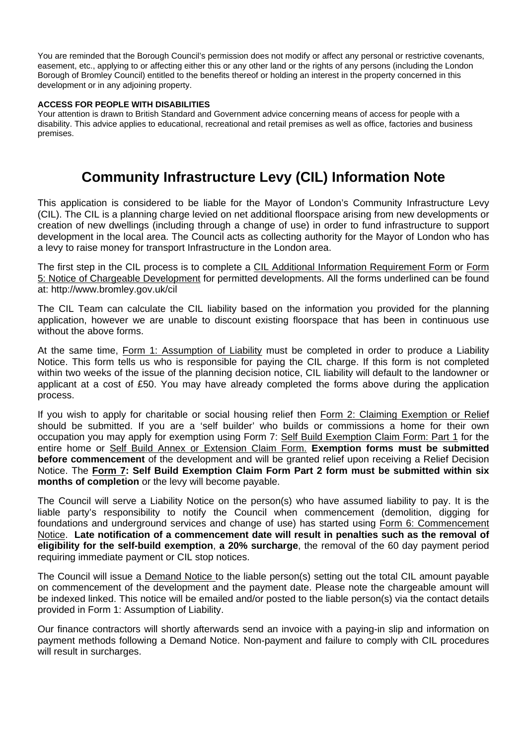You are reminded that the Borough Council's permission does not modify or affect any personal or restrictive covenants, easement, etc., applying to or affecting either this or any other land or the rights of any persons (including the London Borough of Bromley Council) entitled to the benefits thereof or holding an interest in the property concerned in this development or in any adjoining property.

**ACCESS FOR PEOPLE WITH DISABILITIES**

Your attention is drawn to British Standard and Government advice concerning means of access for people with a disability. This advice applies to educational, recreational and retail premises as well as office, factories and business premises.

# Community Infrastructure Levy (CIL) Information Note

This application is considered to be liable for the Mayor of London's Community Infrastructure Levy (CIL). The CIL is a planning charge levied on net additional floorspace arising from new developments or creation of new dwellings (including through a change of use) in order to fund infrastructure to support development in the local area. The Council acts as collecting authority for the Mayor of London who has a levy to raise money for transport Infrastructure in the London area.

The first step in the CIL process is to complete a CIL Additional Information Requirement Form or Form 5: Notice of Chargeable Development for permitted developments. All the forms underlined can be found at: http://www.bromley.gov.uk/cil

The CIL Team can calculate the CIL liability based on the information you provided for the planning application, however we are unable to discount existing floorspace that has been in continuous use without the above forms.

At the same time, Form 1: Assumption of Liability must be completed in order to produce a Liability Notice. This form tells us who is responsible for paying the CIL charge. If this form is not completed within two weeks of the issue of the planning decision notice, CIL liability will default to the landowner or applicant at a cost of £50. You may have already completed the forms above during the application process.

If you wish to apply for charitable or social housing relief then Form 2: Claiming Exemption or Relief should be submitted. If you are a 'self builder' who builds or commissions a home for their own occupation you may apply for exemption using Form 7: Self Build Exemption Claim Form: Part 1 for the entire home or Self Build Annex or Extension Claim Form. **Exemption forms must be submitted before commencement** of the development and will be granted relief upon receiving a Relief Decision Notice. The **Form 7: Self Build Exemption Claim Form Part 2 form must be submitted within six months of completion** or the levy will become payable.

The Council will serve a Liability Notice on the person(s) who have assumed liability to pay. It is the liable party's responsibility to notify the Council when commencement (demolition, digging for foundations and underground services and change of use) has started using Form 6: Commencement Notice. **Late notification of a commencement date will result in penalties such as the removal of eligibility for the self-build exemption**, **a 20% surcharge**, the removal of the 60 day payment period requiring immediate payment or CIL stop notices.

The Council will issue a Demand Notice to the liable person(s) setting out the total CIL amount payable on commencement of the development and the payment date. Please note the chargeable amount will be indexed linked. This notice will be emailed and/or posted to the liable person(s) via the contact details provided in Form 1: Assumption of Liability.

Our finance contractors will shortly afterwards send an invoice with a paying-in slip and information on payment methods following a Demand Notice. Non-payment and failure to comply with CIL procedures will result in surcharges.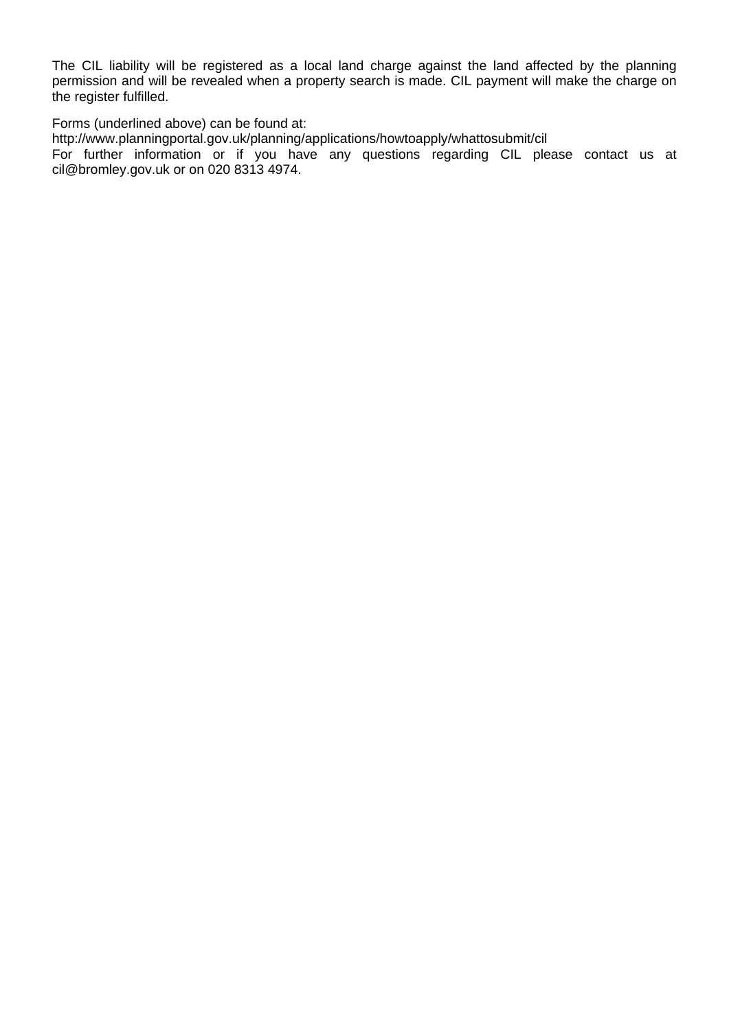The CIL liability will be registered as a local land charge against the land affected by the planning permission and will be revealed when a property search is made. CIL payment will make the charge on the register fulfilled.

Forms (underlined above) can be found at:
http://www.planningportal.gov.uk/planning/applications/howtoapply/whattosubmit/cil
For further information or if you have any questions regarding CIL please contact us at cil@bromley.gov.uk or on 020 8313 4974.